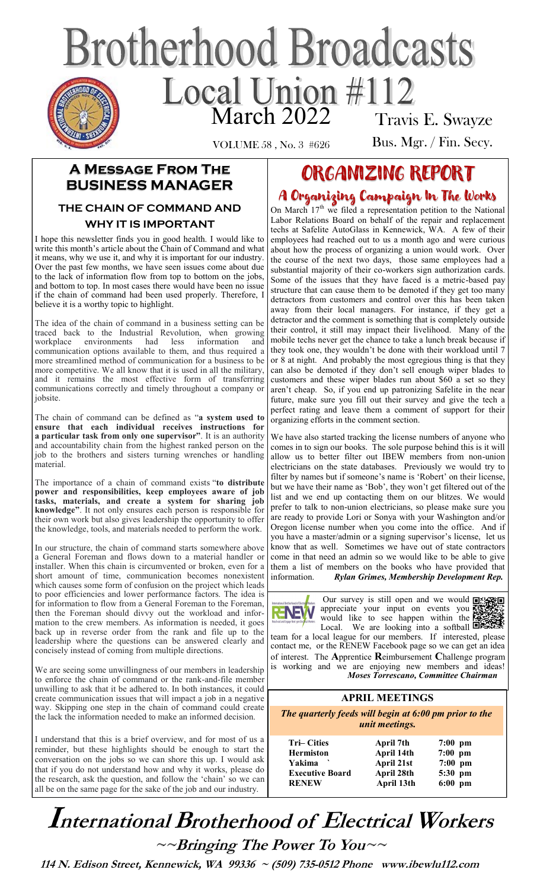# Brotherhood Broadcasts

## Local Union #112

March 2022

VOLUME 58 , No. 3 #626

Travis E. Swayze
Bus. Mgr. / Fin. Secy.

## A Message From The Business Manager

### THE CHAIN OF COMMAND AND WHY IT IS IMPORTANT

I hope this newsletter finds you in good health. I would like to write this month's article about the Chain of Command and what it means, why we use it, and why it is important for our industry. Over the past few months, we have seen issues come about due to the lack of information flow from top to bottom on the jobs, and bottom to top. In most cases there would have been no issue if the chain of command had been used properly. Therefore, I believe it is a worthy topic to highlight.

The idea of the chain of command in a business setting can be traced back to the Industrial Revolution, when growing workplace environments had less information and communication options available to them, and thus required a more streamlined method of communication for a business to be more competitive. We all know that it is used in all the military, and it remains the most effective form of transferring communications correctly and timely throughout a company or jobsite.

The chain of command can be defined as "**a system used to ensure that each individual receives instructions for a particular task from only one supervisor**". It is an authority and accountability chain from the highest ranked person on the job to the brothers and sisters turning wrenches or handling material.

The importance of a chain of command exists "**to distribute power and responsibilities, keep employees aware of job tasks, materials, and create a system for sharing job knowledge**". It not only ensures each person is responsible for their own work but also gives leadership the opportunity to offer the knowledge, tools, and materials needed to perform the work.

In our structure, the chain of command starts somewhere above a General Foreman and flows down to a material handler or installer. When this chain is circumvented or broken, even for a short amount of time, communication becomes nonexistent which causes some form of confusion on the project which leads to poor efficiencies and lower performance factors. The idea is for information to flow from a General Foreman to the Foreman, then the Foreman should divvy out the workload and information to the crew members. As information is needed, it goes back up in reverse order from the rank and file up to the leadership where the questions can be answered clearly and concisely instead of coming from multiple directions.

We are seeing some unwillingness of our members in leadership to enforce the chain of command or the rank-and-file member unwilling to ask that it be adhered to. In both instances, it could create communication issues that will impact a job in a negative way. Skipping one step in the chain of command could create the lack the information needed to make an informed decision.

I understand that this is a brief overview, and for most of us a reminder, but these highlights should be enough to start the conversation on the jobs so we can shore this up. I would ask that if you do not understand how and why it works, please do the research, ask the question, and follow the 'chain' so we can all be on the same page for the sake of the job and our industry.

## ORGANIZING REPORT

### A Organizing Campaign In The Works

On March 17th we filed a representation petition to the National Labor Relations Board on behalf of the repair and replacement techs at Safelite AutoGlass in Kennewick, WA. A few of their employees had reached out to us a month ago and were curious about how the process of organizing a union would work. Over the course of the next two days, those same employees had a substantial majority of their co-workers sign authorization cards. Some of the issues that they have faced is a metric-based pay structure that can cause them to be demoted if they get too many detractors from customers and control over this has been taken away from their local managers. For instance, if they get a detractor and the comment is something that is completely outside their control, it still may impact their livelihood. Many of the mobile techs never get the chance to take a lunch break because if they took one, they wouldn't be done with their workload until 7 or 8 at night. And probably the most egregious thing is that they can also be demoted if they don't sell enough wiper blades to customers and these wiper blades run about $60 a set so they aren't cheap. So, if you end up patronizing Safelite in the near future, make sure you fill out their survey and give the tech a perfect rating and leave them a comment of support for their organizing efforts in the comment section.

We have also started tracking the license numbers of anyone who comes in to sign our books. The sole purpose behind this is it will allow us to better filter out IBEW members from non-union electricians on the state databases. Previously we would try to filter by names but if someone's name is 'Robert' on their license, but we have their name as 'Bob', they won't get filtered out of the list and we end up contacting them on our blitzes. We would prefer to talk to non-union electricians, so please make sure you are ready to provide Lori or Sonya with your Washington and/or Oregon license number when you come into the office. And if you have a master/admin or a signing supervisor's license, let us know that as well. Sometimes we have out of state contractors come in that need an admin so we would like to be able to give them a list of members on the books who have provided that information. ***Rylan Grimes, Membership Development Rep.***

Our survey is still open and we would appreciate your input on events you would like to see happen within the Local. We are looking into a softball team for a local league for our members. If interested, please contact me, or the RENEW Facebook page so we can get an idea of interest. The **A**pprentice **R**eimbursement **C**hallenge program is working and we are enjoying new members and ideas! ***Moses Torrescano, Committee Chairman***

### APRIL MEETINGS

***The quarterly feeds will begin at 6:00 pm prior to the unit meetings.***

| | | |
|---|---|---|
| **Tri– Cities** | **April 7th** | **7:00 pm** |
| **Hermiston** | **April 14th** | **7:00 pm** |
| **Yakima** | **April 21st** | **7:00 pm** |
| **Executive Board** | **April 28th** | **5:30 pm** |
| **RENEW** | **April 13th** | **6:00 pm** |

# International Brotherhood of Electrical Workers

**~~Bringing The Power To You~~**

**114 N. Edison Street, Kennewick, WA 99336 ~ (509) 735-0512 Phone www.ibewlu112.com**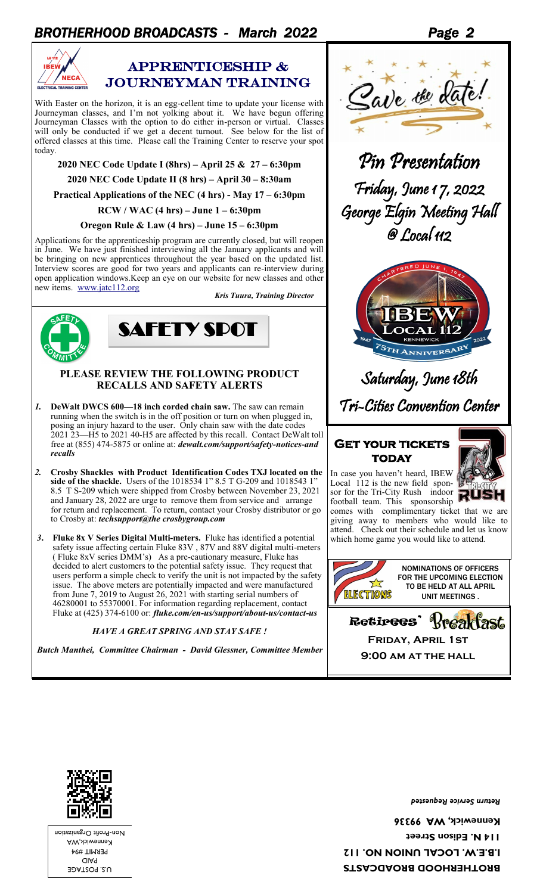## APPRENTICESHIP & JOURNEYMAN TRAINING

With Easter on the horizon, it is an egg-cellent time to update your license with Journeyman classes, and I'm not yolking about it. We have begun offering Journeyman Classes with the option to do either in-person or virtual. Classes will only be conducted if we get a decent turnout. See below for the list of offered classes at this time. Please call the Training Center to reserve your spot today.

**2020 NEC Code Update I (8hrs) – April 25 & 27 – 6:30pm**

**2020 NEC Code Update II (8 hrs) – April 30 – 8:30am**

**Practical Applications of the NEC (4 hrs) - May 17 – 6:30pm**

**RCW / WAC (4 hrs) – June 1 – 6:30pm**

**Oregon Rule & Law (4 hrs) – June 15 – 6:30pm**

Applications for the apprenticeship program are currently closed, but will reopen in June. We have just finished interviewing all the January applicants and will be bringing on new apprentices throughout the year based on the updated list. Interview scores are good for two years and applicants can re-interview during open application windows.Keep an eye on our website for new classes and other new items. www.jatc112.org

*Kris Tuura, Training Director*

## SAFETY SPOT

### PLEASE REVIEW THE FOLLOWING PRODUCT RECALLS AND SAFETY ALERTS

1. **DeWalt DWCS 600—18 inch corded chain saw.** The saw can remain running when the switch is in the off position or turn on when plugged in, posing an injury hazard to the user. Only chain saw with the date codes 2021 23—H5 to 2021 40-H5 are affected by this recall. Contact DeWalt toll free at (855) 474-5875 or online at: ***dewalt.com/support/safety-notices-and recalls***

2. **Crosby Shackles with Product Identification Codes TXJ located on the side of the shackle.** Users of the 1018534 1" 8.5 T G-209 and 1018543 1" 8.5 T S-209 which were shipped from Crosby between November 23, 2021 and January 28, 2022 are urge to remove them from service and arrange for return and replacement. To return, contact your Crosby distributor or go to Crosby at: ***techsupport@the crosbygroup.com***

3. **Fluke 8x V Series Digital Multi-meters.** Fluke has identified a potential safety issue affecting certain Fluke 83V , 87V and 88V digital multi-meters ( Fluke 8xV series DMM's) As a pre-cautionary measure, Fluke has decided to alert customers to the potential safety issue. They request that users perform a simple check to verify the unit is not impacted by the safety issue. The above meters are potentially impacted and were manufactured from June 7, 2019 to August 26, 2021 with starting serial numbers of 46280001 to 55370001. For information regarding replacement, contact Fluke at (425) 374-6100 or: ***fluke.com/en-us/support/about-us/contact-us***

*HAVE A GREAT SPRING AND STAY SAFE !*

*Butch Manthei, Committee Chairman - David Glessner, Committee Member*

## Save the date!

## Pin Presentation

Friday, June 17, 2022

George Elgin Meeting Hall @ Local 112

CHARTERED JUNE 1, 1947

IBEW LOCAL 112 KENNEWICK

1947 75TH ANNIVERSARY 2022

## Saturday, June 18th

## Tri-Cities Convention Center

### Get your tickets today

In case you haven't heard, IBEW Local 112 is the new field sponsor for the Tri-City Rush indoor football team. This sponsorship comes with complimentary ticket that we are giving away to members who would like to attend. Check out their schedule and let us know which home game you would like to attend.

ELECTIONS

NOMINATIONS OF OFFICERS FOR THE UPCOMING ELECTION TO BE HELD AT ALL APRIL UNIT MEETINGS .

## Retirees' Breakfast

**Friday, April 1st**

**9:00 am at the hall**

U.S. POSTAGE
PAID
PERMIT #94
Kennewick,WA
Non-Profit Organization

**BROTHERHOOD BROADCASTS**
**I.B.E.W. LOCAL UNION NO. 112**
**114 N. Edison Street**
**Kennewick, WA 99336**

*Return Service Requested*